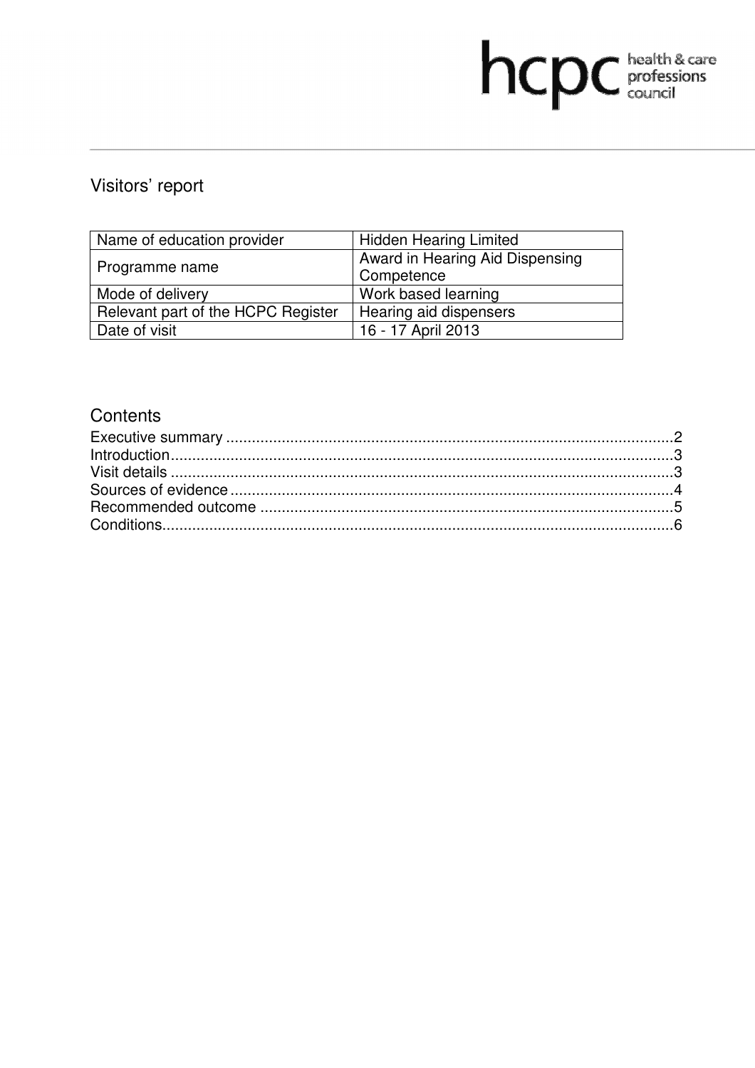# Visitors' report

| Name of education provider | Hidden Hearing Limited |
|---|---|
| Programme name | Award in Hearing Aid Dispensing Competence |
| Mode of delivery | Work based learning |
| Relevant part of the HCPC Register | Hearing aid dispensers |
| Date of visit | 16 - 17 April 2013 |

## Contents

Executive summary ........................................................................................................2
Introduction .....................................................................................................................3
Visit details .....................................................................................................................3
Sources of evidence .......................................................................................................4
Recommended outcome ................................................................................................5
Conditions.......................................................................................................................6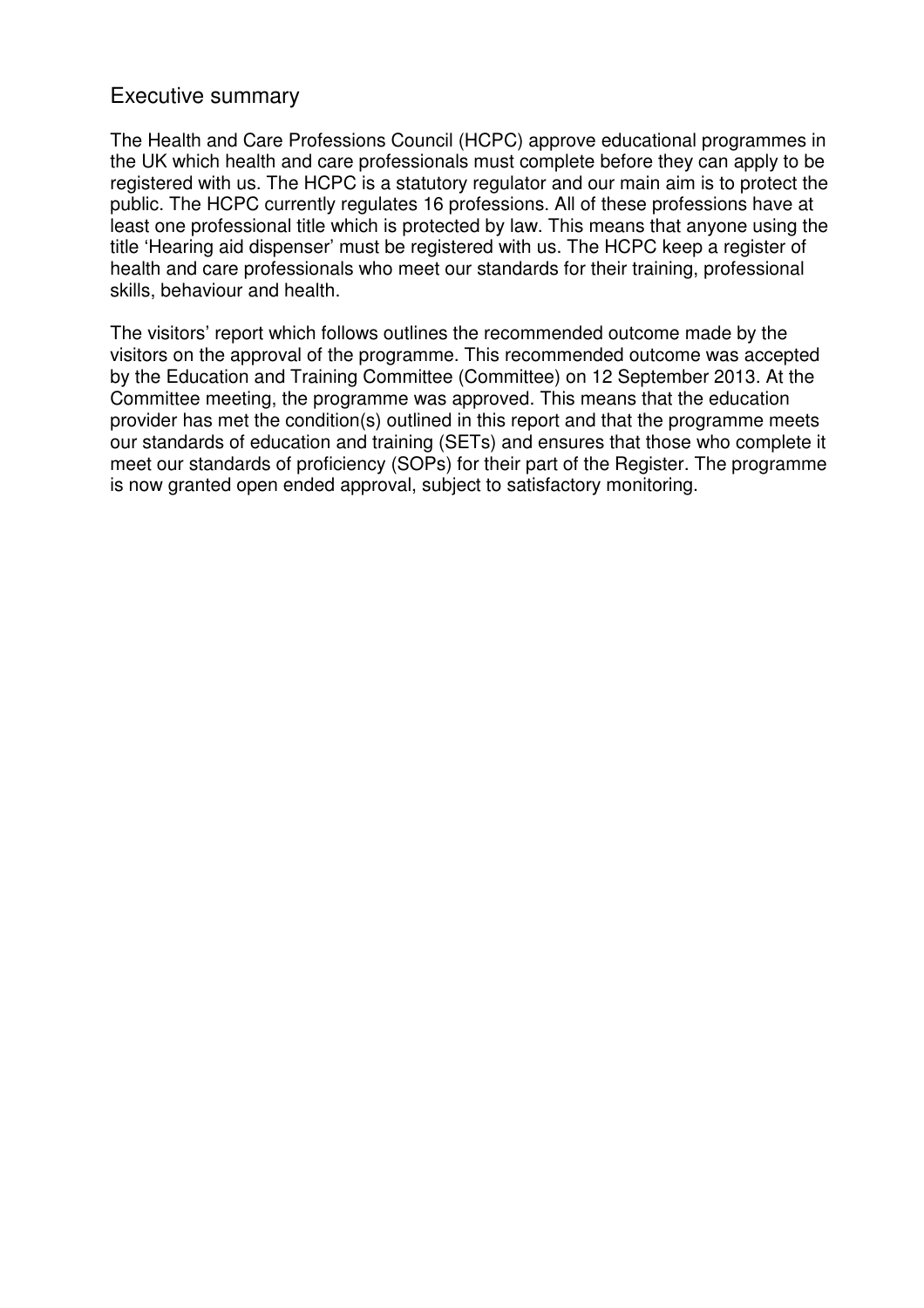## Executive summary

The Health and Care Professions Council (HCPC) approve educational programmes in the UK which health and care professionals must complete before they can apply to be registered with us. The HCPC is a statutory regulator and our main aim is to protect the public. The HCPC currently regulates 16 professions. All of these professions have at least one professional title which is protected by law. This means that anyone using the title 'Hearing aid dispenser' must be registered with us. The HCPC keep a register of health and care professionals who meet our standards for their training, professional skills, behaviour and health.

The visitors' report which follows outlines the recommended outcome made by the visitors on the approval of the programme. This recommended outcome was accepted by the Education and Training Committee (Committee) on 12 September 2013. At the Committee meeting, the programme was approved. This means that the education provider has met the condition(s) outlined in this report and that the programme meets our standards of education and training (SETs) and ensures that those who complete it meet our standards of proficiency (SOPs) for their part of the Register. The programme is now granted open ended approval, subject to satisfactory monitoring.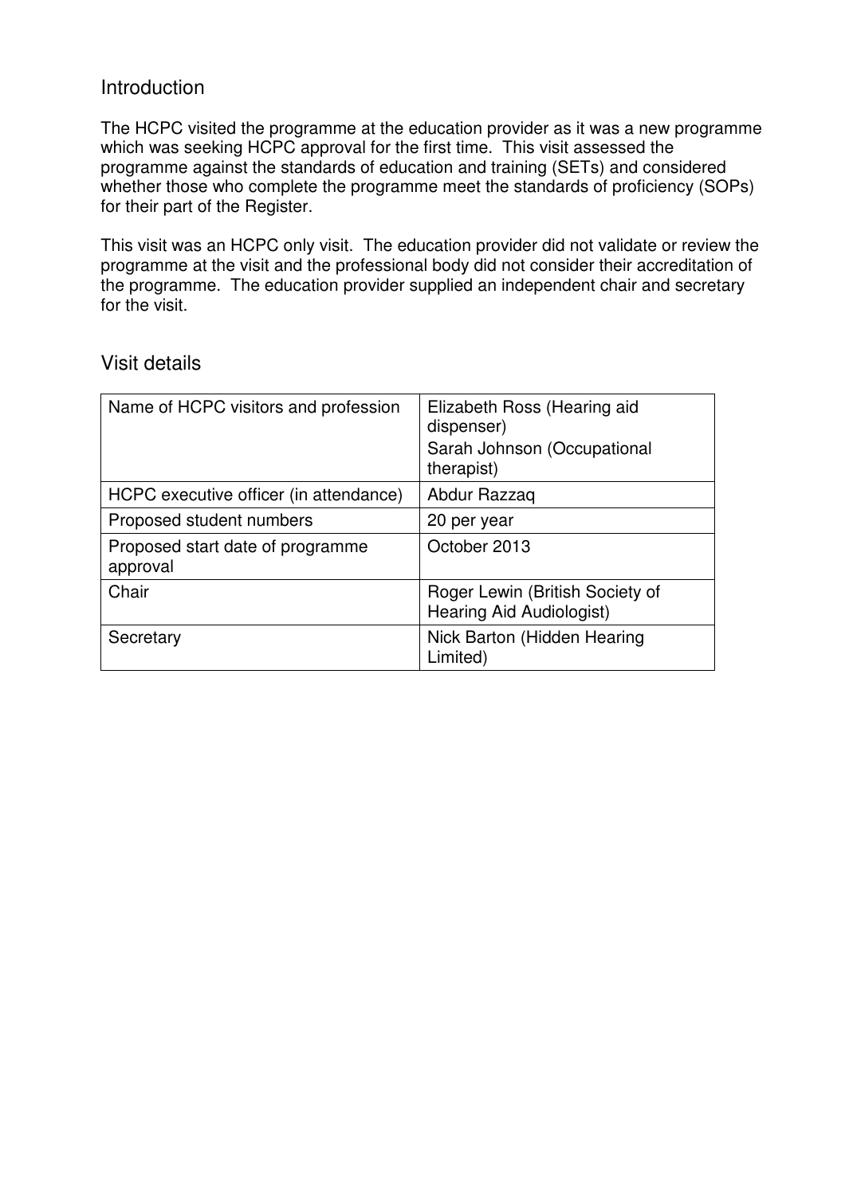## Introduction

The HCPC visited the programme at the education provider as it was a new programme which was seeking HCPC approval for the first time. This visit assessed the programme against the standards of education and training (SETs) and considered whether those who complete the programme meet the standards of proficiency (SOPs) for their part of the Register.

This visit was an HCPC only visit. The education provider did not validate or review the programme at the visit and the professional body did not consider their accreditation of the programme. The education provider supplied an independent chair and secretary for the visit.

## Visit details

| | |
|---|---|
| Name of HCPC visitors and profession | Elizabeth Ross (Hearing aid dispenser)<br>Sarah Johnson (Occupational therapist) |
| HCPC executive officer (in attendance) | Abdur Razzaq |
| Proposed student numbers | 20 per year |
| Proposed start date of programme approval | October 2013 |
| Chair | Roger Lewin (British Society of Hearing Aid Audiologist) |
| Secretary | Nick Barton (Hidden Hearing Limited) |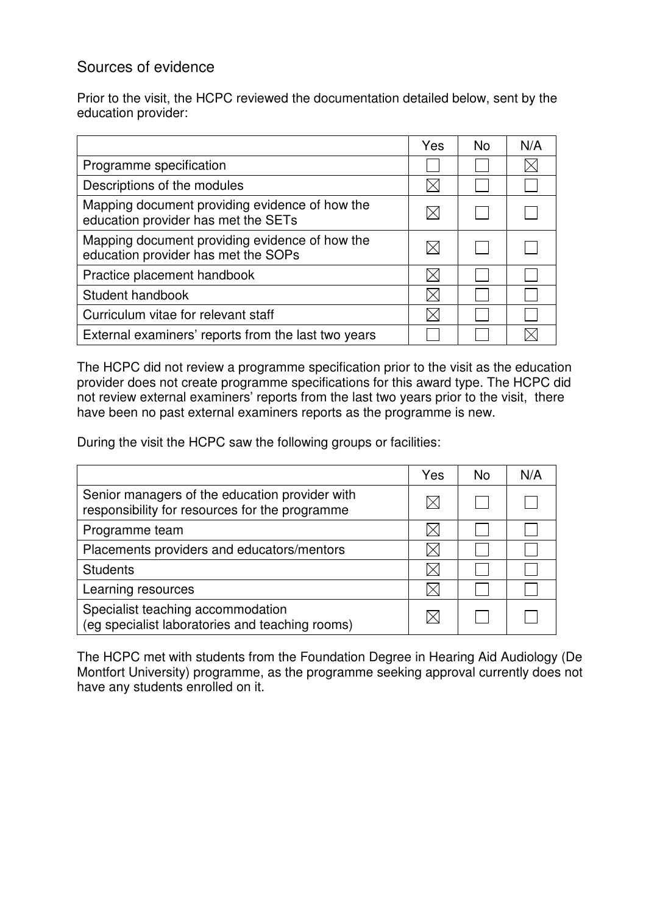## Sources of evidence

Prior to the visit, the HCPC reviewed the documentation detailed below, sent by the education provider:

| | Yes | No | N/A |
|---|---|---|---|
| Programme specification | ☐ | ☐ | ☒ |
| Descriptions of the modules | ☒ | ☐ | ☐ |
| Mapping document providing evidence of how the education provider has met the SETs | ☒ | ☐ | ☐ |
| Mapping document providing evidence of how the education provider has met the SOPs | ☒ | ☐ | ☐ |
| Practice placement handbook | ☒ | ☐ | ☐ |
| Student handbook | ☒ | ☐ | ☐ |
| Curriculum vitae for relevant staff | ☒ | ☐ | ☐ |
| External examiners' reports from the last two years | ☐ | ☐ | ☒ |

The HCPC did not review a programme specification prior to the visit as the education provider does not create programme specifications for this award type. The HCPC did not review external examiners' reports from the last two years prior to the visit, there have been no past external examiners reports as the programme is new.

During the visit the HCPC saw the following groups or facilities:

| | Yes | No | N/A |
|---|---|---|---|
| Senior managers of the education provider with responsibility for resources for the programme | ☒ | ☐ | ☐ |
| Programme team | ☒ | ☐ | ☐ |
| Placements providers and educators/mentors | ☒ | ☐ | ☐ |
| Students | ☒ | ☐ | ☐ |
| Learning resources | ☒ | ☐ | ☐ |
| Specialist teaching accommodation (eg specialist laboratories and teaching rooms) | ☒ | ☐ | ☐ |

The HCPC met with students from the Foundation Degree in Hearing Aid Audiology (De Montfort University) programme, as the programme seeking approval currently does not have any students enrolled on it.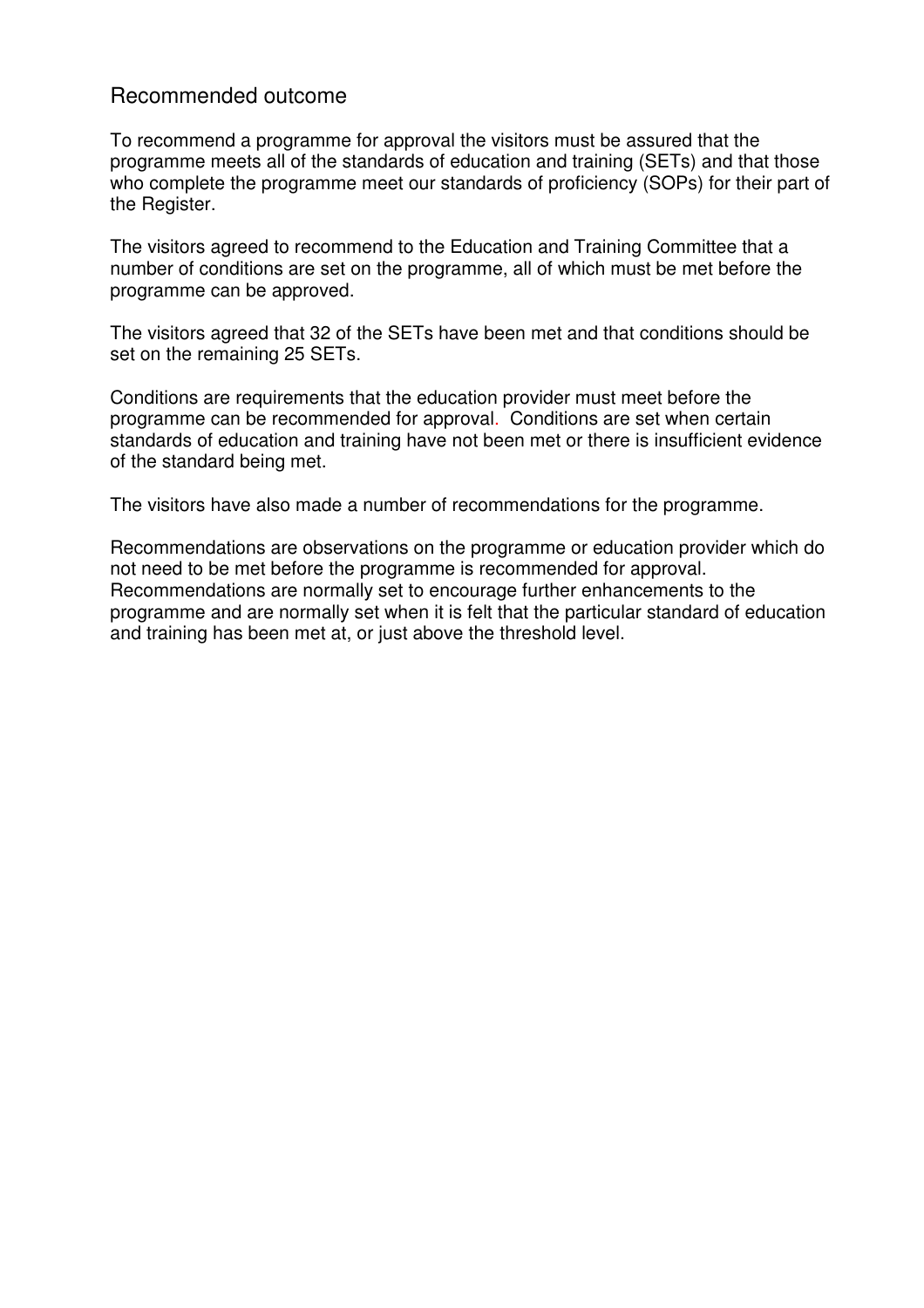## Recommended outcome

To recommend a programme for approval the visitors must be assured that the programme meets all of the standards of education and training (SETs) and that those who complete the programme meet our standards of proficiency (SOPs) for their part of the Register.

The visitors agreed to recommend to the Education and Training Committee that a number of conditions are set on the programme, all of which must be met before the programme can be approved.

The visitors agreed that 32 of the SETs have been met and that conditions should be set on the remaining 25 SETs.

Conditions are requirements that the education provider must meet before the programme can be recommended for approval. Conditions are set when certain standards of education and training have not been met or there is insufficient evidence of the standard being met.

The visitors have also made a number of recommendations for the programme.

Recommendations are observations on the programme or education provider which do not need to be met before the programme is recommended for approval. Recommendations are normally set to encourage further enhancements to the programme and are normally set when it is felt that the particular standard of education and training has been met at, or just above the threshold level.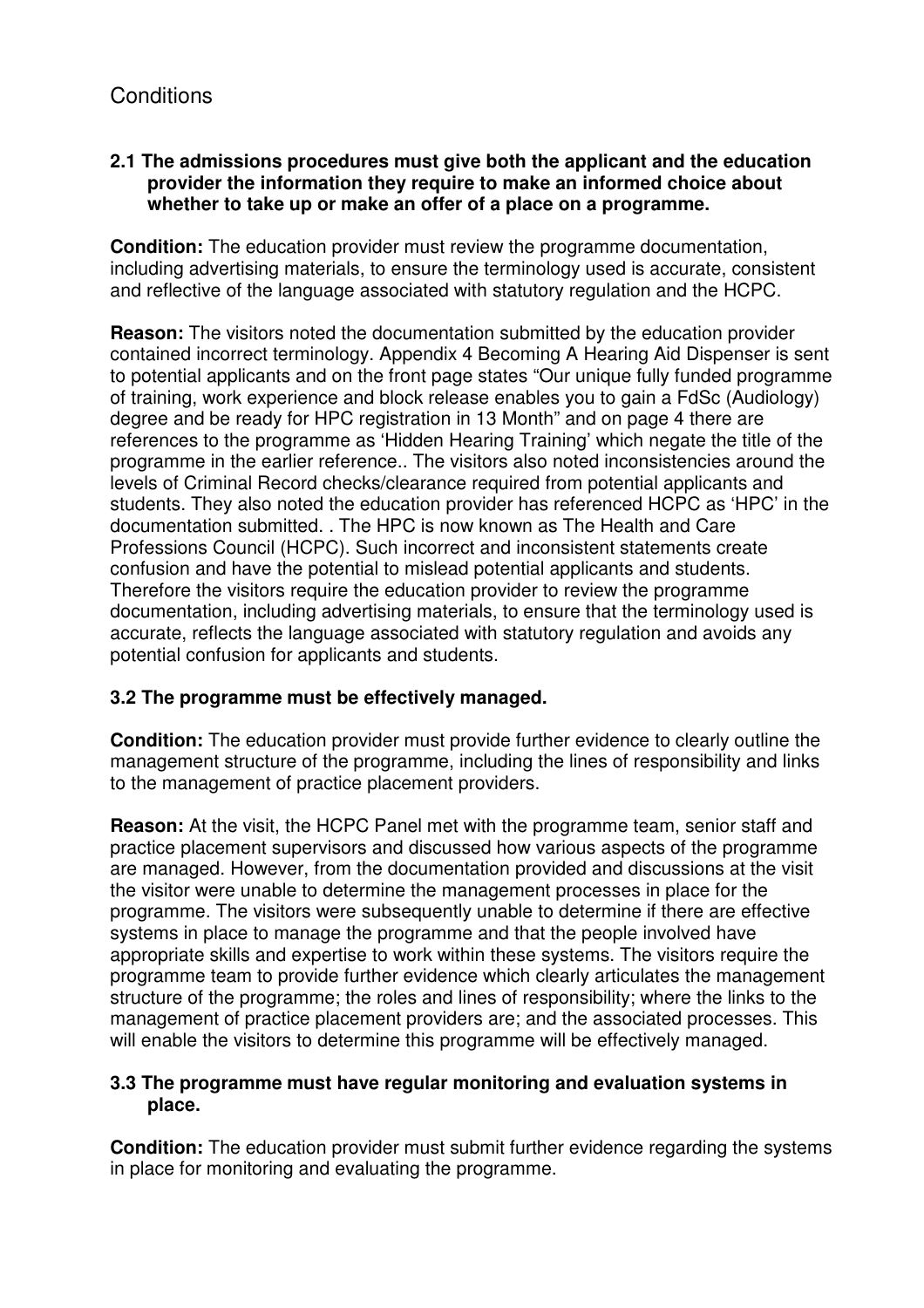## Conditions

**2.1 The admissions procedures must give both the applicant and the education provider the information they require to make an informed choice about whether to take up or make an offer of a place on a programme.**

**Condition:** The education provider must review the programme documentation, including advertising materials, to ensure the terminology used is accurate, consistent and reflective of the language associated with statutory regulation and the HCPC.

**Reason:** The visitors noted the documentation submitted by the education provider contained incorrect terminology. Appendix 4 Becoming A Hearing Aid Dispenser is sent to potential applicants and on the front page states "Our unique fully funded programme of training, work experience and block release enables you to gain a FdSc (Audiology) degree and be ready for HPC registration in 13 Month" and on page 4 there are references to the programme as 'Hidden Hearing Training' which negate the title of the programme in the earlier reference.. The visitors also noted inconsistencies around the levels of Criminal Record checks/clearance required from potential applicants and students. They also noted the education provider has referenced HCPC as 'HPC' in the documentation submitted. . The HPC is now known as The Health and Care Professions Council (HCPC). Such incorrect and inconsistent statements create confusion and have the potential to mislead potential applicants and students. Therefore the visitors require the education provider to review the programme documentation, including advertising materials, to ensure that the terminology used is accurate, reflects the language associated with statutory regulation and avoids any potential confusion for applicants and students.

**3.2 The programme must be effectively managed.**

**Condition:** The education provider must provide further evidence to clearly outline the management structure of the programme, including the lines of responsibility and links to the management of practice placement providers.

**Reason:** At the visit, the HCPC Panel met with the programme team, senior staff and practice placement supervisors and discussed how various aspects of the programme are managed. However, from the documentation provided and discussions at the visit the visitor were unable to determine the management processes in place for the programme. The visitors were subsequently unable to determine if there are effective systems in place to manage the programme and that the people involved have appropriate skills and expertise to work within these systems. The visitors require the programme team to provide further evidence which clearly articulates the management structure of the programme; the roles and lines of responsibility; where the links to the management of practice placement providers are; and the associated processes. This will enable the visitors to determine this programme will be effectively managed.

**3.3 The programme must have regular monitoring and evaluation systems in place.**

**Condition:** The education provider must submit further evidence regarding the systems in place for monitoring and evaluating the programme.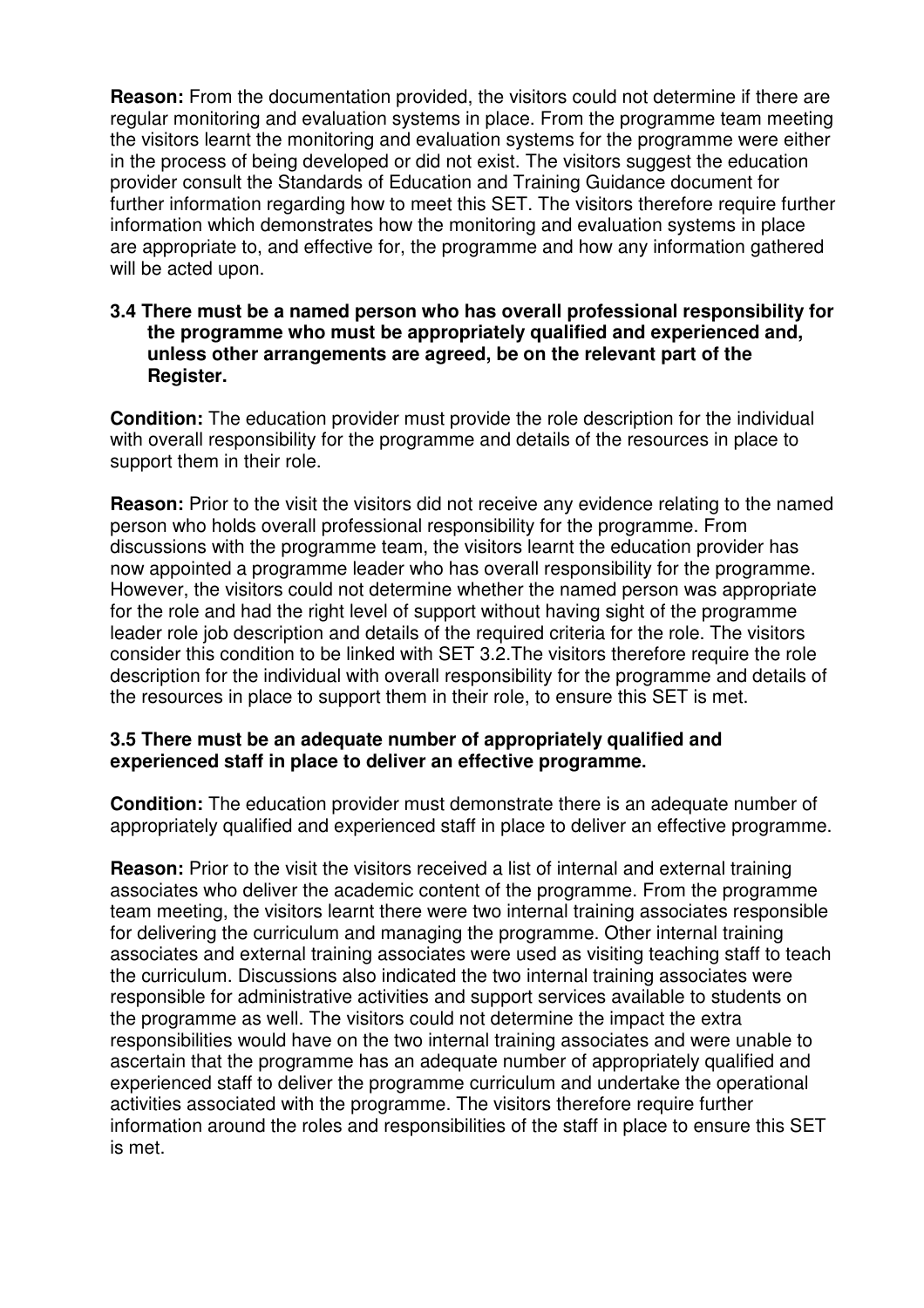**Reason:** From the documentation provided, the visitors could not determine if there are regular monitoring and evaluation systems in place. From the programme team meeting the visitors learnt the monitoring and evaluation systems for the programme were either in the process of being developed or did not exist. The visitors suggest the education provider consult the Standards of Education and Training Guidance document for further information regarding how to meet this SET. The visitors therefore require further information which demonstrates how the monitoring and evaluation systems in place are appropriate to, and effective for, the programme and how any information gathered will be acted upon.

**3.4 There must be a named person who has overall professional responsibility for the programme who must be appropriately qualified and experienced and, unless other arrangements are agreed, be on the relevant part of the Register.**

**Condition:** The education provider must provide the role description for the individual with overall responsibility for the programme and details of the resources in place to support them in their role.

**Reason:** Prior to the visit the visitors did not receive any evidence relating to the named person who holds overall professional responsibility for the programme. From discussions with the programme team, the visitors learnt the education provider has now appointed a programme leader who has overall responsibility for the programme. However, the visitors could not determine whether the named person was appropriate for the role and had the right level of support without having sight of the programme leader role job description and details of the required criteria for the role. The visitors consider this condition to be linked with SET 3.2.The visitors therefore require the role description for the individual with overall responsibility for the programme and details of the resources in place to support them in their role, to ensure this SET is met.

**3.5 There must be an adequate number of appropriately qualified and experienced staff in place to deliver an effective programme.**

**Condition:** The education provider must demonstrate there is an adequate number of appropriately qualified and experienced staff in place to deliver an effective programme.

**Reason:** Prior to the visit the visitors received a list of internal and external training associates who deliver the academic content of the programme. From the programme team meeting, the visitors learnt there were two internal training associates responsible for delivering the curriculum and managing the programme. Other internal training associates and external training associates were used as visiting teaching staff to teach the curriculum. Discussions also indicated the two internal training associates were responsible for administrative activities and support services available to students on the programme as well. The visitors could not determine the impact the extra responsibilities would have on the two internal training associates and were unable to ascertain that the programme has an adequate number of appropriately qualified and experienced staff to deliver the programme curriculum and undertake the operational activities associated with the programme. The visitors therefore require further information around the roles and responsibilities of the staff in place to ensure this SET is met.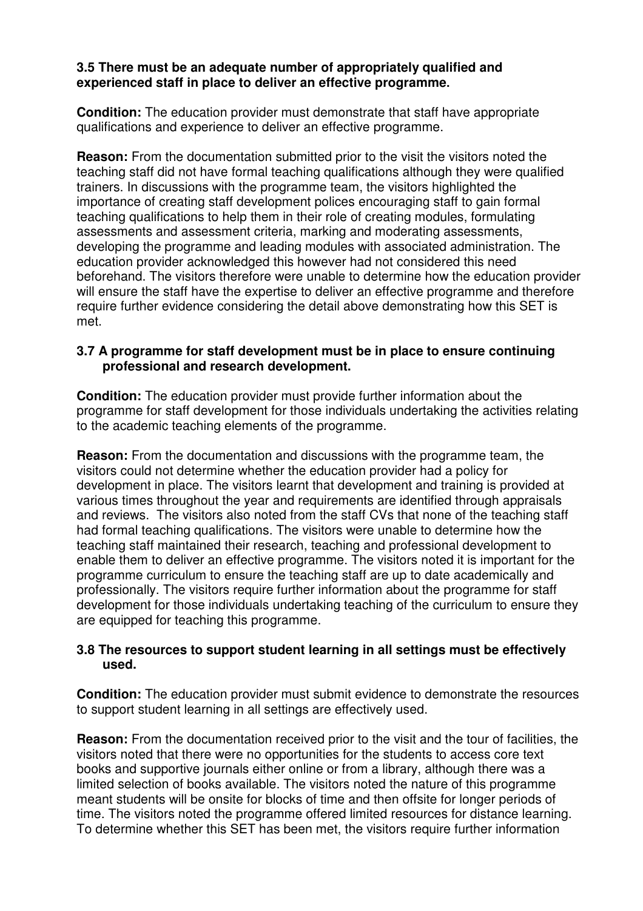**3.5 There must be an adequate number of appropriately qualified and experienced staff in place to deliver an effective programme.**

**Condition:** The education provider must demonstrate that staff have appropriate qualifications and experience to deliver an effective programme.

**Reason:** From the documentation submitted prior to the visit the visitors noted the teaching staff did not have formal teaching qualifications although they were qualified trainers. In discussions with the programme team, the visitors highlighted the importance of creating staff development polices encouraging staff to gain formal teaching qualifications to help them in their role of creating modules, formulating assessments and assessment criteria, marking and moderating assessments, developing the programme and leading modules with associated administration. The education provider acknowledged this however had not considered this need beforehand. The visitors therefore were unable to determine how the education provider will ensure the staff have the expertise to deliver an effective programme and therefore require further evidence considering the detail above demonstrating how this SET is met.

**3.7 A programme for staff development must be in place to ensure continuing professional and research development.**

**Condition:** The education provider must provide further information about the programme for staff development for those individuals undertaking the activities relating to the academic teaching elements of the programme.

**Reason:** From the documentation and discussions with the programme team, the visitors could not determine whether the education provider had a policy for development in place. The visitors learnt that development and training is provided at various times throughout the year and requirements are identified through appraisals and reviews. The visitors also noted from the staff CVs that none of the teaching staff had formal teaching qualifications. The visitors were unable to determine how the teaching staff maintained their research, teaching and professional development to enable them to deliver an effective programme. The visitors noted it is important for the programme curriculum to ensure the teaching staff are up to date academically and professionally. The visitors require further information about the programme for staff development for those individuals undertaking teaching of the curriculum to ensure they are equipped for teaching this programme.

**3.8 The resources to support student learning in all settings must be effectively used.**

**Condition:** The education provider must submit evidence to demonstrate the resources to support student learning in all settings are effectively used.

**Reason:** From the documentation received prior to the visit and the tour of facilities, the visitors noted that there were no opportunities for the students to access core text books and supportive journals either online or from a library, although there was a limited selection of books available. The visitors noted the nature of this programme meant students will be onsite for blocks of time and then offsite for longer periods of time. The visitors noted the programme offered limited resources for distance learning. To determine whether this SET has been met, the visitors require further information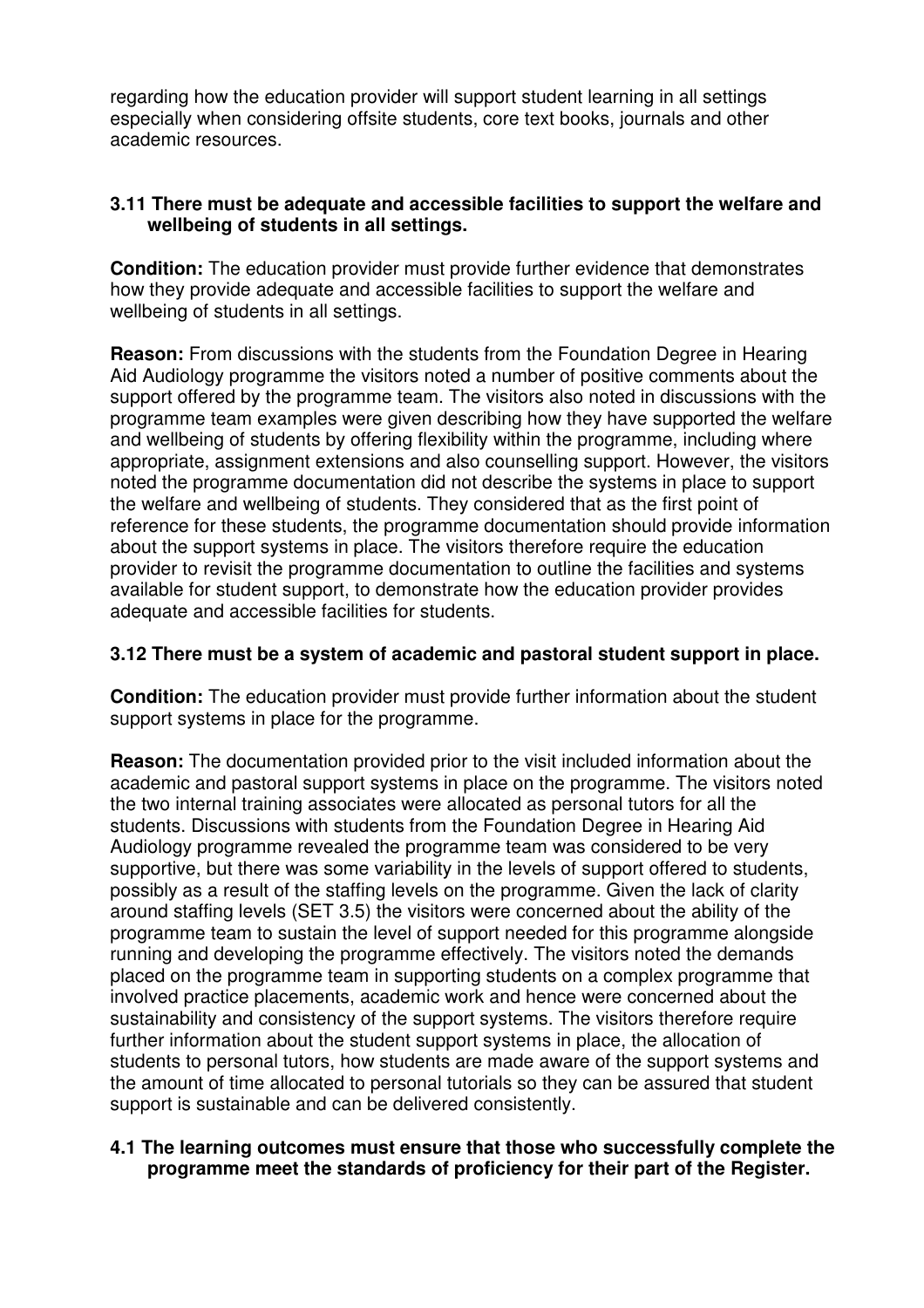regarding how the education provider will support student learning in all settings especially when considering offsite students, core text books, journals and other academic resources.

**3.11 There must be adequate and accessible facilities to support the welfare and wellbeing of students in all settings.**

**Condition:** The education provider must provide further evidence that demonstrates how they provide adequate and accessible facilities to support the welfare and wellbeing of students in all settings.

**Reason:** From discussions with the students from the Foundation Degree in Hearing Aid Audiology programme the visitors noted a number of positive comments about the support offered by the programme team. The visitors also noted in discussions with the programme team examples were given describing how they have supported the welfare and wellbeing of students by offering flexibility within the programme, including where appropriate, assignment extensions and also counselling support. However, the visitors noted the programme documentation did not describe the systems in place to support the welfare and wellbeing of students. They considered that as the first point of reference for these students, the programme documentation should provide information about the support systems in place. The visitors therefore require the education provider to revisit the programme documentation to outline the facilities and systems available for student support, to demonstrate how the education provider provides adequate and accessible facilities for students.

**3.12 There must be a system of academic and pastoral student support in place.**

**Condition:** The education provider must provide further information about the student support systems in place for the programme.

**Reason:** The documentation provided prior to the visit included information about the academic and pastoral support systems in place on the programme. The visitors noted the two internal training associates were allocated as personal tutors for all the students. Discussions with students from the Foundation Degree in Hearing Aid Audiology programme revealed the programme team was considered to be very supportive, but there was some variability in the levels of support offered to students, possibly as a result of the staffing levels on the programme. Given the lack of clarity around staffing levels (SET 3.5) the visitors were concerned about the ability of the programme team to sustain the level of support needed for this programme alongside running and developing the programme effectively. The visitors noted the demands placed on the programme team in supporting students on a complex programme that involved practice placements, academic work and hence were concerned about the sustainability and consistency of the support systems. The visitors therefore require further information about the student support systems in place, the allocation of students to personal tutors, how students are made aware of the support systems and the amount of time allocated to personal tutorials so they can be assured that student support is sustainable and can be delivered consistently.

**4.1 The learning outcomes must ensure that those who successfully complete the programme meet the standards of proficiency for their part of the Register.**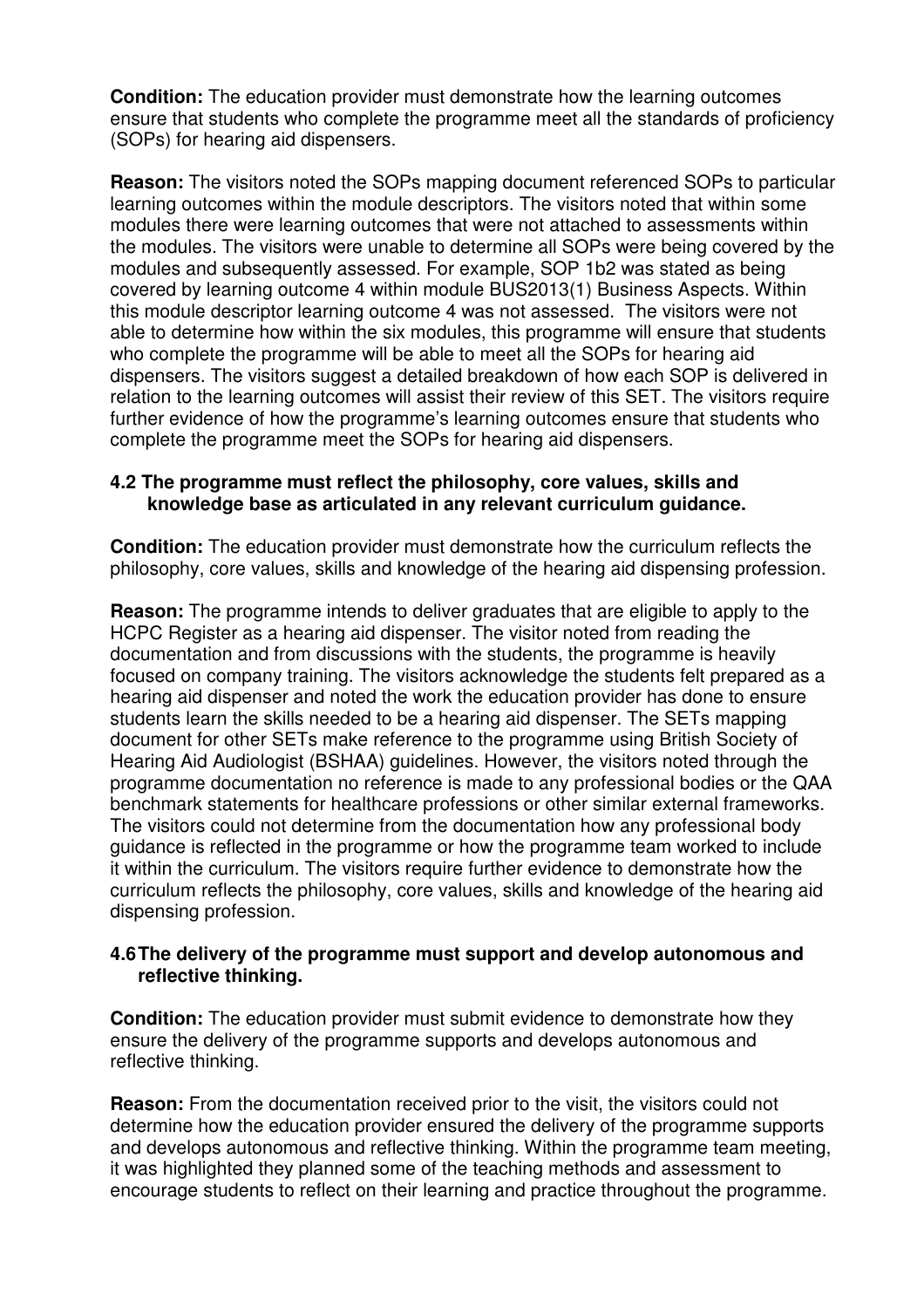**Condition:** The education provider must demonstrate how the learning outcomes ensure that students who complete the programme meet all the standards of proficiency (SOPs) for hearing aid dispensers.

**Reason:** The visitors noted the SOPs mapping document referenced SOPs to particular learning outcomes within the module descriptors. The visitors noted that within some modules there were learning outcomes that were not attached to assessments within the modules. The visitors were unable to determine all SOPs were being covered by the modules and subsequently assessed. For example, SOP 1b2 was stated as being covered by learning outcome 4 within module BUS2013(1) Business Aspects. Within this module descriptor learning outcome 4 was not assessed. The visitors were not able to determine how within the six modules, this programme will ensure that students who complete the programme will be able to meet all the SOPs for hearing aid dispensers. The visitors suggest a detailed breakdown of how each SOP is delivered in relation to the learning outcomes will assist their review of this SET. The visitors require further evidence of how the programme's learning outcomes ensure that students who complete the programme meet the SOPs for hearing aid dispensers.

**4.2 The programme must reflect the philosophy, core values, skills and knowledge base as articulated in any relevant curriculum guidance.**

**Condition:** The education provider must demonstrate how the curriculum reflects the philosophy, core values, skills and knowledge of the hearing aid dispensing profession.

**Reason:** The programme intends to deliver graduates that are eligible to apply to the HCPC Register as a hearing aid dispenser. The visitor noted from reading the documentation and from discussions with the students, the programme is heavily focused on company training. The visitors acknowledge the students felt prepared as a hearing aid dispenser and noted the work the education provider has done to ensure students learn the skills needed to be a hearing aid dispenser. The SETs mapping document for other SETs make reference to the programme using British Society of Hearing Aid Audiologist (BSHAA) guidelines. However, the visitors noted through the programme documentation no reference is made to any professional bodies or the QAA benchmark statements for healthcare professions or other similar external frameworks. The visitors could not determine from the documentation how any professional body guidance is reflected in the programme or how the programme team worked to include it within the curriculum. The visitors require further evidence to demonstrate how the curriculum reflects the philosophy, core values, skills and knowledge of the hearing aid dispensing profession.

**4.6 The delivery of the programme must support and develop autonomous and reflective thinking.**

**Condition:** The education provider must submit evidence to demonstrate how they ensure the delivery of the programme supports and develops autonomous and reflective thinking.

**Reason:** From the documentation received prior to the visit, the visitors could not determine how the education provider ensured the delivery of the programme supports and develops autonomous and reflective thinking. Within the programme team meeting, it was highlighted they planned some of the teaching methods and assessment to encourage students to reflect on their learning and practice throughout the programme.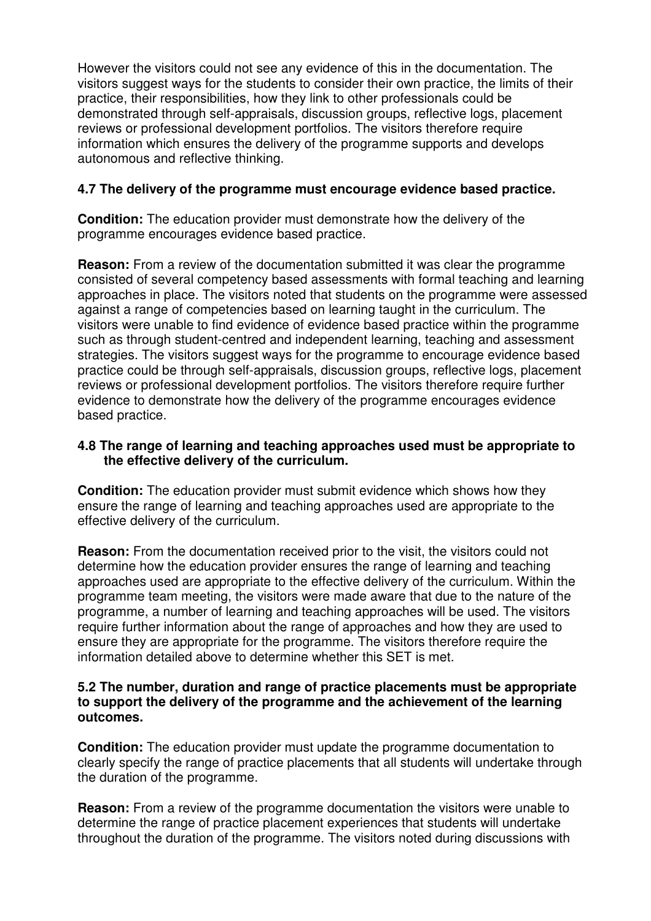However the visitors could not see any evidence of this in the documentation. The visitors suggest ways for the students to consider their own practice, the limits of their practice, their responsibilities, how they link to other professionals could be demonstrated through self-appraisals, discussion groups, reflective logs, placement reviews or professional development portfolios. The visitors therefore require information which ensures the delivery of the programme supports and develops autonomous and reflective thinking.

**4.7 The delivery of the programme must encourage evidence based practice.**

**Condition:** The education provider must demonstrate how the delivery of the programme encourages evidence based practice.

**Reason:** From a review of the documentation submitted it was clear the programme consisted of several competency based assessments with formal teaching and learning approaches in place. The visitors noted that students on the programme were assessed against a range of competencies based on learning taught in the curriculum. The visitors were unable to find evidence of evidence based practice within the programme such as through student-centred and independent learning, teaching and assessment strategies. The visitors suggest ways for the programme to encourage evidence based practice could be through self-appraisals, discussion groups, reflective logs, placement reviews or professional development portfolios. The visitors therefore require further evidence to demonstrate how the delivery of the programme encourages evidence based practice.

**4.8 The range of learning and teaching approaches used must be appropriate to the effective delivery of the curriculum.**

**Condition:** The education provider must submit evidence which shows how they ensure the range of learning and teaching approaches used are appropriate to the effective delivery of the curriculum.

**Reason:** From the documentation received prior to the visit, the visitors could not determine how the education provider ensures the range of learning and teaching approaches used are appropriate to the effective delivery of the curriculum. Within the programme team meeting, the visitors were made aware that due to the nature of the programme, a number of learning and teaching approaches will be used. The visitors require further information about the range of approaches and how they are used to ensure they are appropriate for the programme. The visitors therefore require the information detailed above to determine whether this SET is met.

**5.2 The number, duration and range of practice placements must be appropriate to support the delivery of the programme and the achievement of the learning outcomes.**

**Condition:** The education provider must update the programme documentation to clearly specify the range of practice placements that all students will undertake through the duration of the programme.

**Reason:** From a review of the programme documentation the visitors were unable to determine the range of practice placement experiences that students will undertake throughout the duration of the programme. The visitors noted during discussions with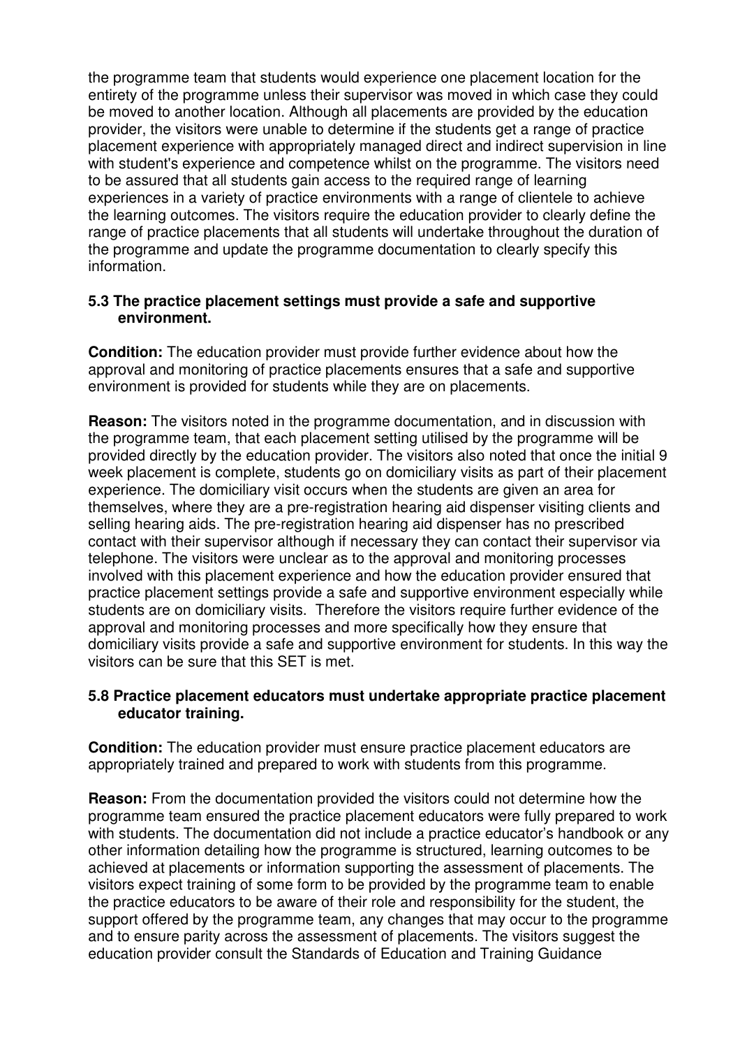the programme team that students would experience one placement location for the entirety of the programme unless their supervisor was moved in which case they could be moved to another location. Although all placements are provided by the education provider, the visitors were unable to determine if the students get a range of practice placement experience with appropriately managed direct and indirect supervision in line with student's experience and competence whilst on the programme. The visitors need to be assured that all students gain access to the required range of learning experiences in a variety of practice environments with a range of clientele to achieve the learning outcomes. The visitors require the education provider to clearly define the range of practice placements that all students will undertake throughout the duration of the programme and update the programme documentation to clearly specify this information.

**5.3 The practice placement settings must provide a safe and supportive environment.**

**Condition:** The education provider must provide further evidence about how the approval and monitoring of practice placements ensures that a safe and supportive environment is provided for students while they are on placements.

**Reason:** The visitors noted in the programme documentation, and in discussion with the programme team, that each placement setting utilised by the programme will be provided directly by the education provider. The visitors also noted that once the initial 9 week placement is complete, students go on domiciliary visits as part of their placement experience. The domiciliary visit occurs when the students are given an area for themselves, where they are a pre-registration hearing aid dispenser visiting clients and selling hearing aids. The pre-registration hearing aid dispenser has no prescribed contact with their supervisor although if necessary they can contact their supervisor via telephone. The visitors were unclear as to the approval and monitoring processes involved with this placement experience and how the education provider ensured that practice placement settings provide a safe and supportive environment especially while students are on domiciliary visits. Therefore the visitors require further evidence of the approval and monitoring processes and more specifically how they ensure that domiciliary visits provide a safe and supportive environment for students. In this way the visitors can be sure that this SET is met.

**5.8 Practice placement educators must undertake appropriate practice placement educator training.**

**Condition:** The education provider must ensure practice placement educators are appropriately trained and prepared to work with students from this programme.

**Reason:** From the documentation provided the visitors could not determine how the programme team ensured the practice placement educators were fully prepared to work with students. The documentation did not include a practice educator's handbook or any other information detailing how the programme is structured, learning outcomes to be achieved at placements or information supporting the assessment of placements. The visitors expect training of some form to be provided by the programme team to enable the practice educators to be aware of their role and responsibility for the student, the support offered by the programme team, any changes that may occur to the programme and to ensure parity across the assessment of placements. The visitors suggest the education provider consult the Standards of Education and Training Guidance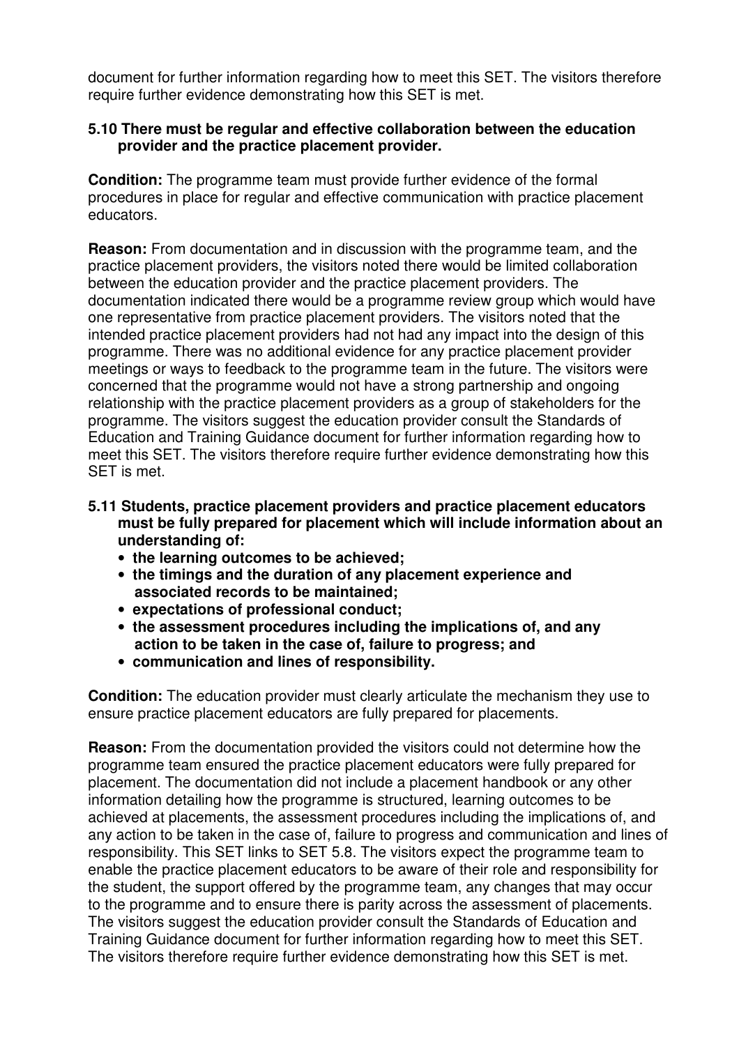document for further information regarding how to meet this SET. The visitors therefore require further evidence demonstrating how this SET is met.

**5.10 There must be regular and effective collaboration between the education provider and the practice placement provider.**

**Condition:** The programme team must provide further evidence of the formal procedures in place for regular and effective communication with practice placement educators.

**Reason:** From documentation and in discussion with the programme team, and the practice placement providers, the visitors noted there would be limited collaboration between the education provider and the practice placement providers. The documentation indicated there would be a programme review group which would have one representative from practice placement providers. The visitors noted that the intended practice placement providers had not had any impact into the design of this programme. There was no additional evidence for any practice placement provider meetings or ways to feedback to the programme team in the future. The visitors were concerned that the programme would not have a strong partnership and ongoing relationship with the practice placement providers as a group of stakeholders for the programme. The visitors suggest the education provider consult the Standards of Education and Training Guidance document for further information regarding how to meet this SET. The visitors therefore require further evidence demonstrating how this SET is met.

**5.11 Students, practice placement providers and practice placement educators must be fully prepared for placement which will include information about an understanding of:**

- **the learning outcomes to be achieved;**
- **the timings and the duration of any placement experience and associated records to be maintained;**
- **expectations of professional conduct;**
- **the assessment procedures including the implications of, and any action to be taken in the case of, failure to progress; and**
- **communication and lines of responsibility.**

**Condition:** The education provider must clearly articulate the mechanism they use to ensure practice placement educators are fully prepared for placements.

**Reason:** From the documentation provided the visitors could not determine how the programme team ensured the practice placement educators were fully prepared for placement. The documentation did not include a placement handbook or any other information detailing how the programme is structured, learning outcomes to be achieved at placements, the assessment procedures including the implications of, and any action to be taken in the case of, failure to progress and communication and lines of responsibility. This SET links to SET 5.8. The visitors expect the programme team to enable the practice placement educators to be aware of their role and responsibility for the student, the support offered by the programme team, any changes that may occur to the programme and to ensure there is parity across the assessment of placements. The visitors suggest the education provider consult the Standards of Education and Training Guidance document for further information regarding how to meet this SET. The visitors therefore require further evidence demonstrating how this SET is met.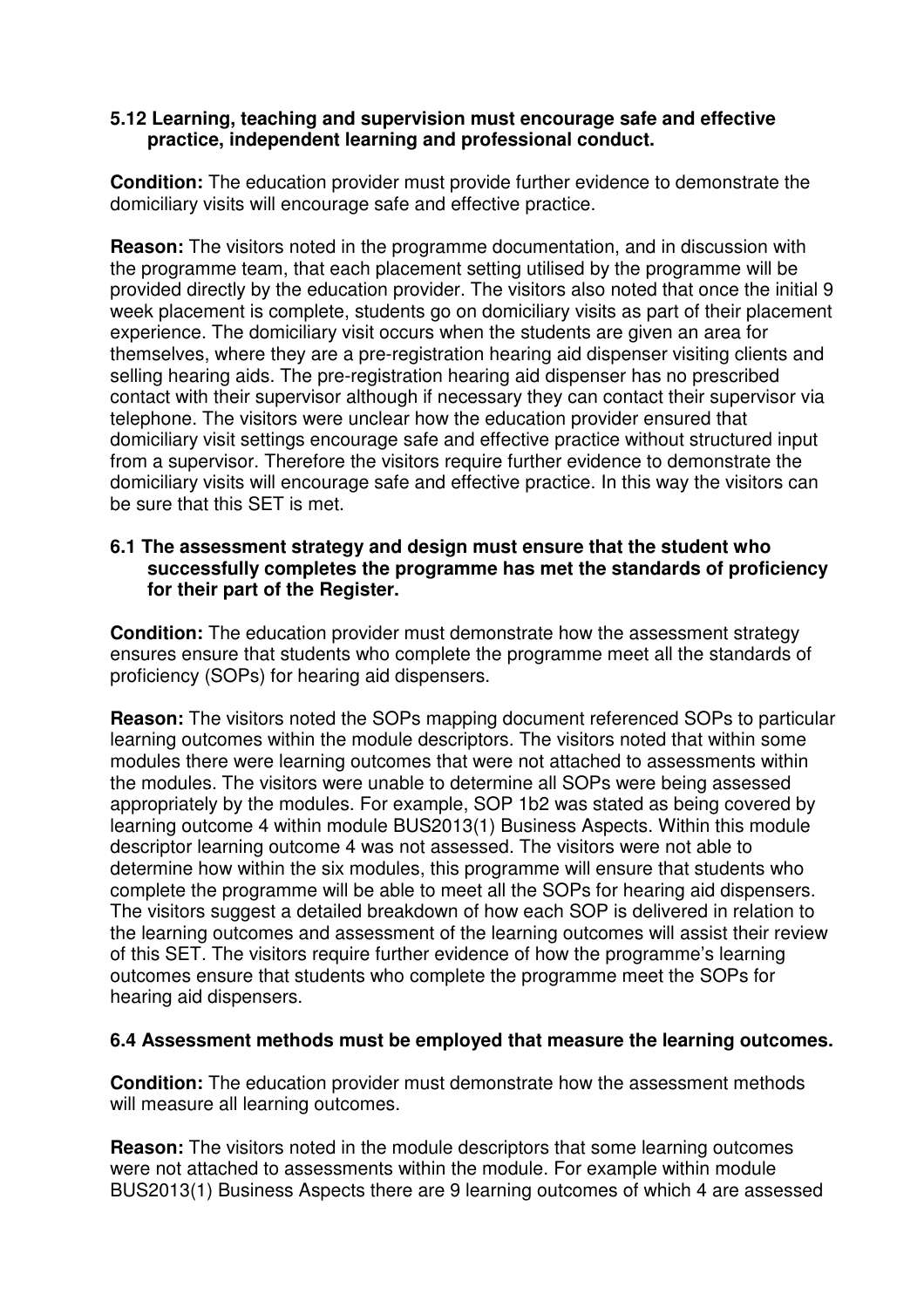**5.12 Learning, teaching and supervision must encourage safe and effective practice, independent learning and professional conduct.**

**Condition:** The education provider must provide further evidence to demonstrate the domiciliary visits will encourage safe and effective practice.

**Reason:** The visitors noted in the programme documentation, and in discussion with the programme team, that each placement setting utilised by the programme will be provided directly by the education provider. The visitors also noted that once the initial 9 week placement is complete, students go on domiciliary visits as part of their placement experience. The domiciliary visit occurs when the students are given an area for themselves, where they are a pre-registration hearing aid dispenser visiting clients and selling hearing aids. The pre-registration hearing aid dispenser has no prescribed contact with their supervisor although if necessary they can contact their supervisor via telephone. The visitors were unclear how the education provider ensured that domiciliary visit settings encourage safe and effective practice without structured input from a supervisor. Therefore the visitors require further evidence to demonstrate the domiciliary visits will encourage safe and effective practice. In this way the visitors can be sure that this SET is met.

**6.1 The assessment strategy and design must ensure that the student who successfully completes the programme has met the standards of proficiency for their part of the Register.**

**Condition:** The education provider must demonstrate how the assessment strategy ensures ensure that students who complete the programme meet all the standards of proficiency (SOPs) for hearing aid dispensers.

**Reason:** The visitors noted the SOPs mapping document referenced SOPs to particular learning outcomes within the module descriptors. The visitors noted that within some modules there were learning outcomes that were not attached to assessments within the modules. The visitors were unable to determine all SOPs were being assessed appropriately by the modules. For example, SOP 1b2 was stated as being covered by learning outcome 4 within module BUS2013(1) Business Aspects. Within this module descriptor learning outcome 4 was not assessed. The visitors were not able to determine how within the six modules, this programme will ensure that students who complete the programme will be able to meet all the SOPs for hearing aid dispensers. The visitors suggest a detailed breakdown of how each SOP is delivered in relation to the learning outcomes and assessment of the learning outcomes will assist their review of this SET. The visitors require further evidence of how the programme's learning outcomes ensure that students who complete the programme meet the SOPs for hearing aid dispensers.

**6.4 Assessment methods must be employed that measure the learning outcomes.**

**Condition:** The education provider must demonstrate how the assessment methods will measure all learning outcomes.

**Reason:** The visitors noted in the module descriptors that some learning outcomes were not attached to assessments within the module. For example within module BUS2013(1) Business Aspects there are 9 learning outcomes of which 4 are assessed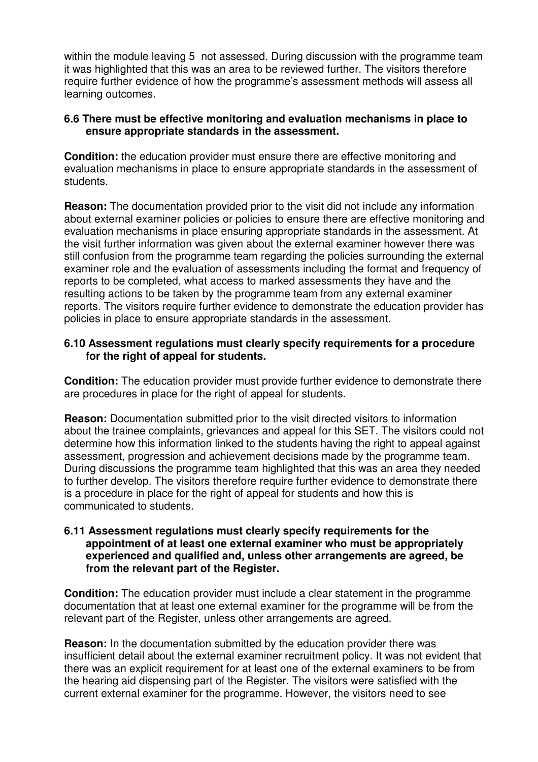within the module leaving 5 not assessed. During discussion with the programme team it was highlighted that this was an area to be reviewed further. The visitors therefore require further evidence of how the programme's assessment methods will assess all learning outcomes.

**6.6 There must be effective monitoring and evaluation mechanisms in place to ensure appropriate standards in the assessment.**

**Condition:** the education provider must ensure there are effective monitoring and evaluation mechanisms in place to ensure appropriate standards in the assessment of students.

**Reason:** The documentation provided prior to the visit did not include any information about external examiner policies or policies to ensure there are effective monitoring and evaluation mechanisms in place ensuring appropriate standards in the assessment. At the visit further information was given about the external examiner however there was still confusion from the programme team regarding the policies surrounding the external examiner role and the evaluation of assessments including the format and frequency of reports to be completed, what access to marked assessments they have and the resulting actions to be taken by the programme team from any external examiner reports. The visitors require further evidence to demonstrate the education provider has policies in place to ensure appropriate standards in the assessment.

**6.10 Assessment regulations must clearly specify requirements for a procedure for the right of appeal for students.**

**Condition:** The education provider must provide further evidence to demonstrate there are procedures in place for the right of appeal for students.

**Reason:** Documentation submitted prior to the visit directed visitors to information about the trainee complaints, grievances and appeal for this SET. The visitors could not determine how this information linked to the students having the right to appeal against assessment, progression and achievement decisions made by the programme team. During discussions the programme team highlighted that this was an area they needed to further develop. The visitors therefore require further evidence to demonstrate there is a procedure in place for the right of appeal for students and how this is communicated to students.

**6.11 Assessment regulations must clearly specify requirements for the appointment of at least one external examiner who must be appropriately experienced and qualified and, unless other arrangements are agreed, be from the relevant part of the Register.**

**Condition:** The education provider must include a clear statement in the programme documentation that at least one external examiner for the programme will be from the relevant part of the Register, unless other arrangements are agreed.

**Reason:** In the documentation submitted by the education provider there was insufficient detail about the external examiner recruitment policy. It was not evident that there was an explicit requirement for at least one of the external examiners to be from the hearing aid dispensing part of the Register. The visitors were satisfied with the current external examiner for the programme. However, the visitors need to see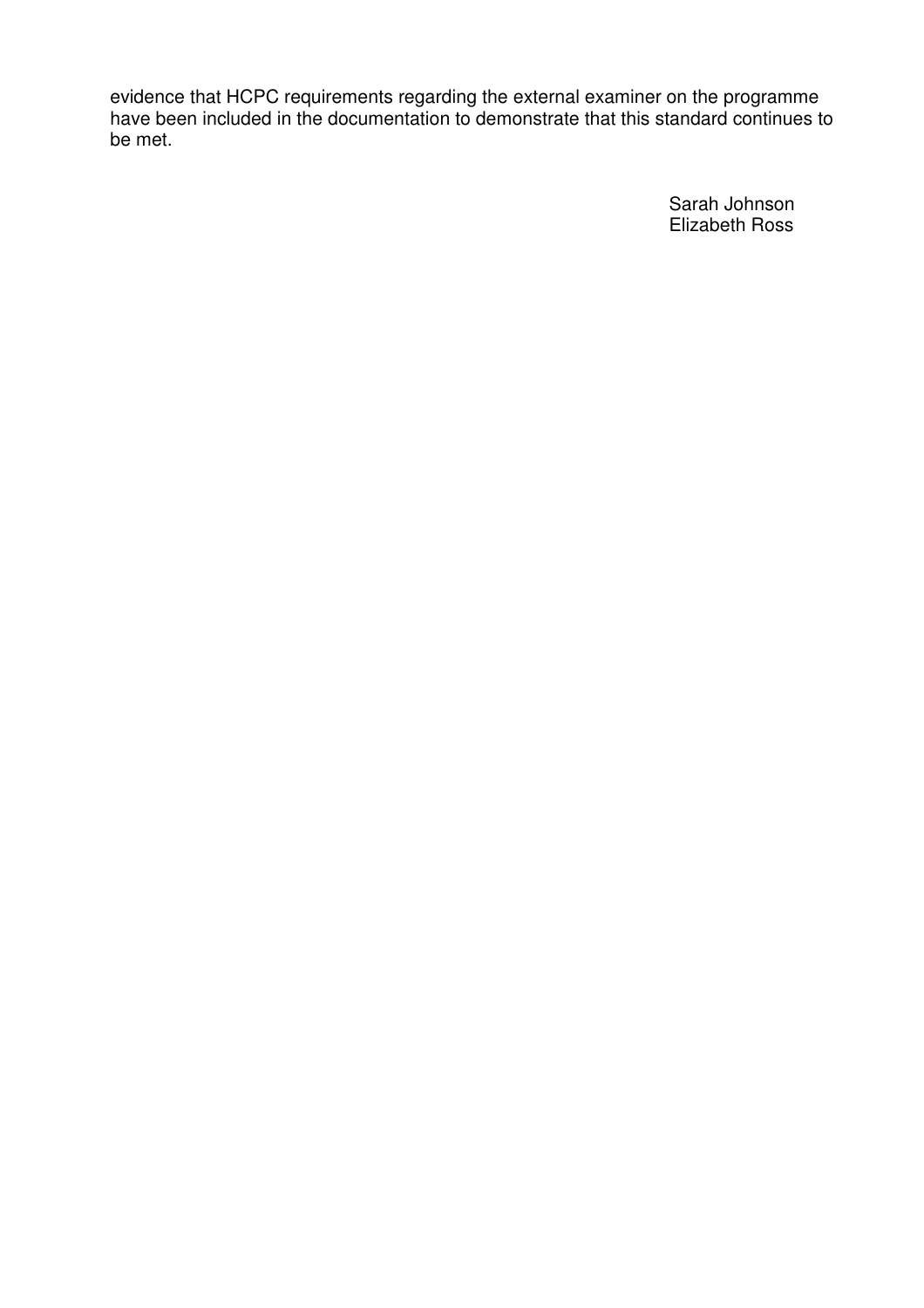evidence that HCPC requirements regarding the external examiner on the programme have been included in the documentation to demonstrate that this standard continues to be met.

Sarah Johnson
Elizabeth Ross